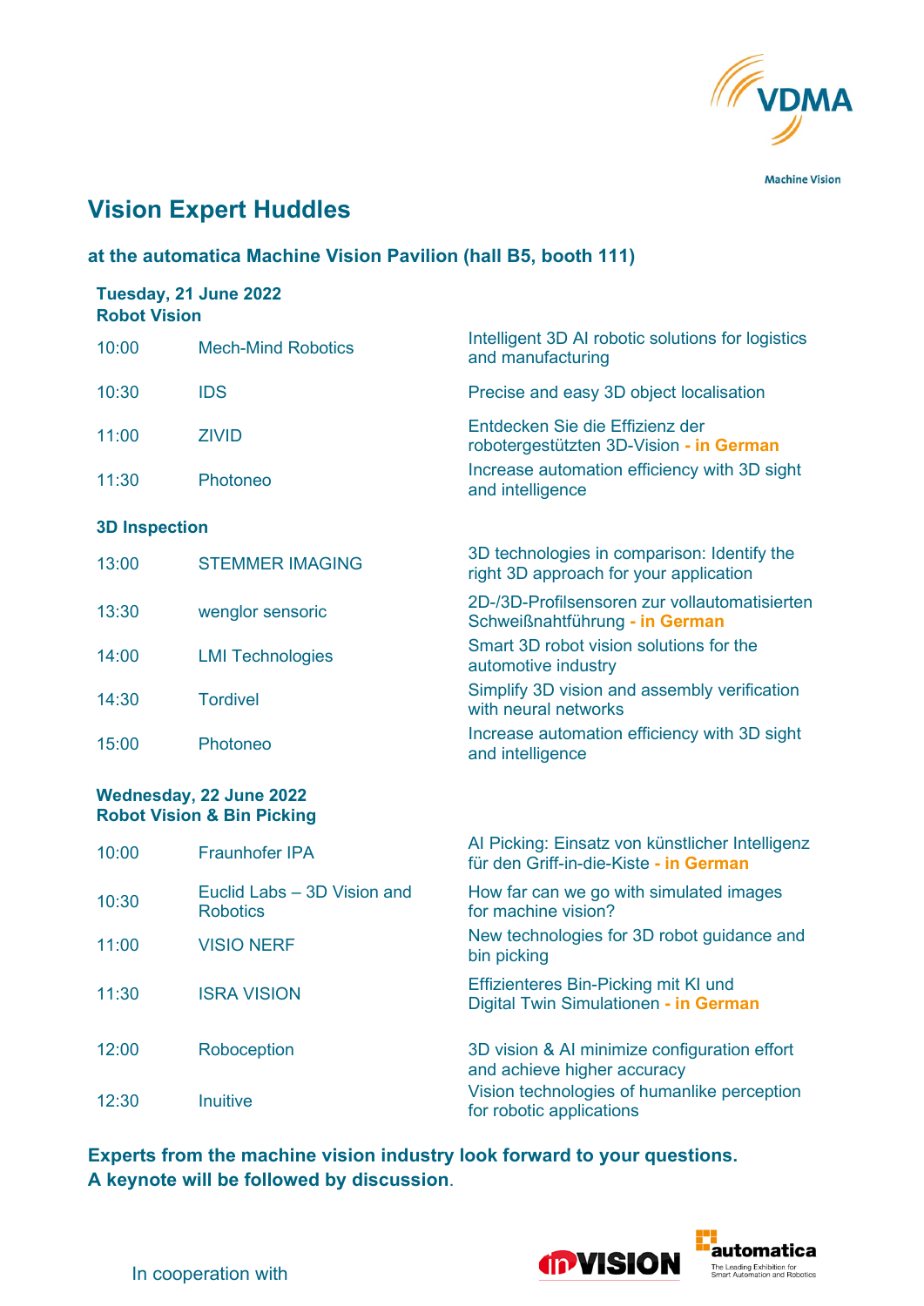VDMA

Machine Vision

# Vision Expert Huddles

### at the automatica Machine Vision Pavilion (hall B5, booth 111)

**Tuesday, 21 June 2022**
**Robot Vision**

| | | |
|---|---|---|
| 10:00 | Mech-Mind Robotics | Intelligent 3D AI robotic solutions for logistics and manufacturing |
| 10:30 | IDS | Precise and easy 3D object localisation |
| 11:00 | ZIVID | Entdecken Sie die Effizienz der robotergestützten 3D-Vision **- in German** |
| 11:30 | Photoneo | Increase automation efficiency with 3D sight and intelligence |

**3D Inspection**

| | | |
|---|---|---|
| 13:00 | STEMMER IMAGING | 3D technologies in comparison: Identify the right 3D approach for your application |
| 13:30 | wenglor sensoric | 2D-/3D-Profilsensoren zur vollautomatisierten Schweißnahtführung **- in German** |
| 14:00 | LMI Technologies | Smart 3D robot vision solutions for the automotive industry |
| 14:30 | Tordivel | Simplify 3D vision and assembly verification with neural networks |
| 15:00 | Photoneo | Increase automation efficiency with 3D sight and intelligence |

**Wednesday, 22 June 2022**
**Robot Vision & Bin Picking**

| | | |
|---|---|---|
| 10:00 | Fraunhofer IPA | AI Picking: Einsatz von künstlicher Intelligenz für den Griff-in-die-Kiste **- in German** |
| 10:30 | Euclid Labs – 3D Vision and Robotics | How far can we go with simulated images for machine vision? |
| 11:00 | VISIO NERF | New technologies for 3D robot guidance and bin picking |
| 11:30 | ISRA VISION | Effizienteres Bin-Picking mit KI und Digital Twin Simulationen **- in German** |
| 12:00 | Roboception | 3D vision & AI minimize configuration effort and achieve higher accuracy |
| 12:30 | Inuitive | Vision technologies of humanlike perception for robotic applications |

**Experts from the machine vision industry look forward to your questions.**
**A keynote will be followed by discussion**.

In cooperation with

inVISION

automatica
The Leading Exhibition for Smart Automation and Robotics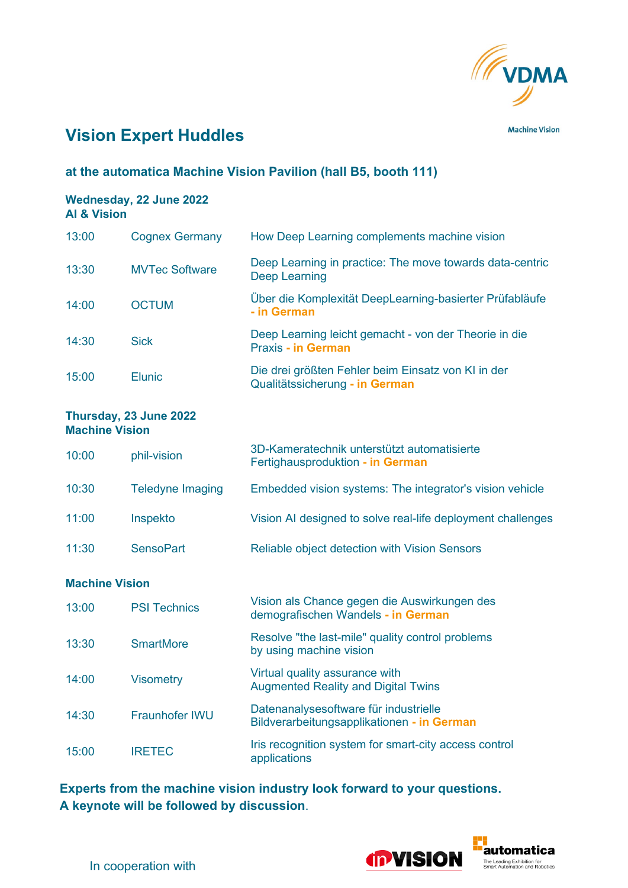Machine Vision

# Vision Expert Huddles

## at the automatica Machine Vision Pavilion (hall B5, booth 111)

### Wednesday, 22 June 2022
### AI & Vision

| | | |
|---|---|---|
| 13:00 | Cognex Germany | How Deep Learning complements machine vision |
| 13:30 | MVTec Software | Deep Learning in practice: The move towards data-centric Deep Learning |
| 14:00 | OCTUM | Über die Komplexität DeepLearning-basierter Prüfabläufe **- in German** |
| 14:30 | Sick | Deep Learning leicht gemacht - von der Theorie in die Praxis **- in German** |
| 15:00 | Elunic | Die drei größten Fehler beim Einsatz von KI in der Qualitätssicherung **- in German** |

### Thursday, 23 June 2022
### Machine Vision

| | | |
|---|---|---|
| 10:00 | phil-vision | 3D-Kameratechnik unterstützt automatisierte Fertighausproduktion **- in German** |
| 10:30 | Teledyne Imaging | Embedded vision systems: The integrator's vision vehicle |
| 11:00 | Inspekto | Vision AI designed to solve real-life deployment challenges |
| 11:30 | SensoPart | Reliable object detection with Vision Sensors |

### Machine Vision

| | | |
|---|---|---|
| 13:00 | PSI Technics | Vision als Chance gegen die Auswirkungen des demografischen Wandels **- in German** |
| 13:30 | SmartMore | Resolve "the last-mile" quality control problems by using machine vision |
| 14:00 | Visometry | Virtual quality assurance with Augmented Reality and Digital Twins |
| 14:30 | Fraunhofer IWU | Datenanalysesoftware für industrielle Bildverarbeitungsapplikationen **- in German** |
| 15:00 | IRETEC | Iris recognition system for smart-city access control applications |

**Experts from the machine vision industry look forward to your questions.**
**A keynote will be followed by discussion**.

In cooperation with

inVISION

automatica
The Leading Exhibition for Smart Automation and Robotics